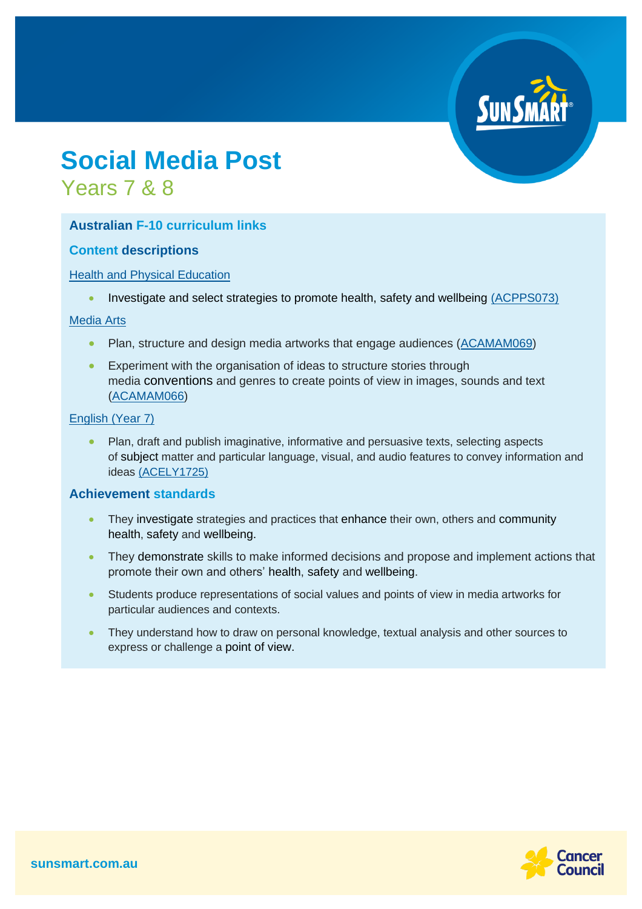# Social Media Post

## Years 7 & 8

### Australian F-10 curriculum links

#### Content descriptions

Health and Physical Education

- Investigate and select strategies to promote health, safety and wellbeing (ACPPS073)

Media Arts

- Plan, structure and design media artworks that engage audiences (ACAMAM069)
- Experiment with the organisation of ideas to structure stories through media conventions and genres to create points of view in images, sounds and text (ACAMAM066)

English (Year 7)

- Plan, draft and publish imaginative, informative and persuasive texts, selecting aspects of subject matter and particular language, visual, and audio features to convey information and ideas (ACELY1725)

#### Achievement standards

- They investigate strategies and practices that enhance their own, others and community health, safety and wellbeing.
- They demonstrate skills to make informed decisions and propose and implement actions that promote their own and others' health, safety and wellbeing.
- Students produce representations of social values and points of view in media artworks for particular audiences and contexts.
- They understand how to draw on personal knowledge, textual analysis and other sources to express or challenge a point of view.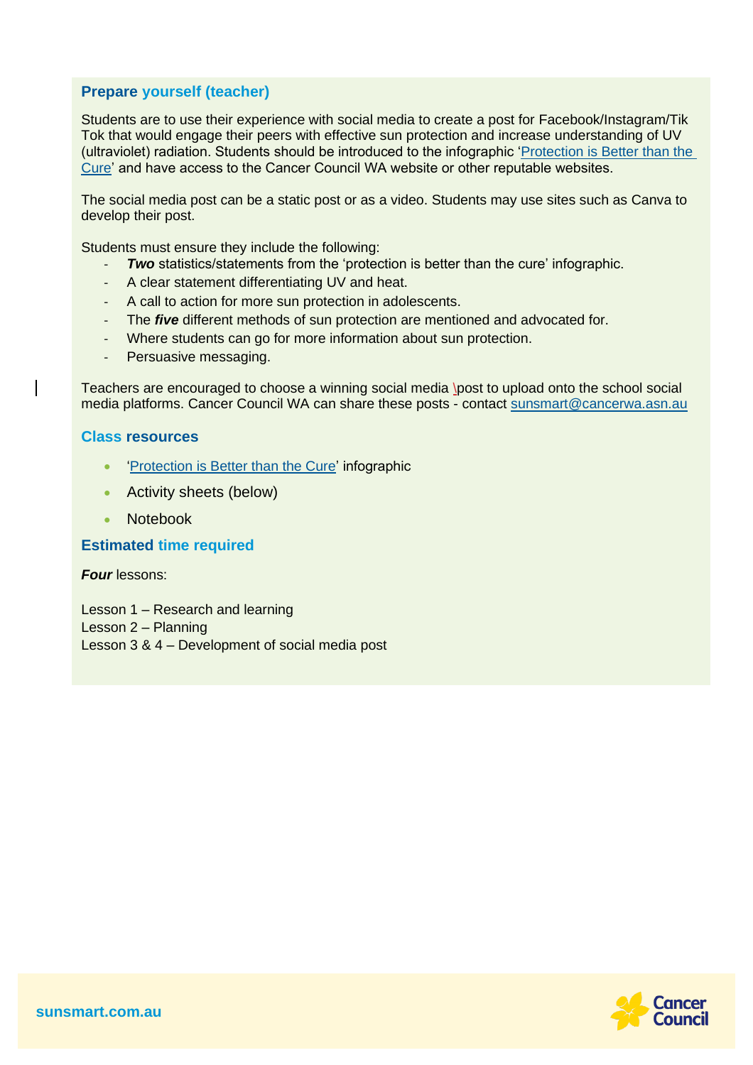## Prepare yourself (teacher)

Students are to use their experience with social media to create a post for Facebook/Instagram/Tik Tok that would engage their peers with effective sun protection and increase understanding of UV (ultraviolet) radiation. Students should be introduced to the infographic '[Protection is Better than the Cure]' and have access to the Cancer Council WA website or other reputable websites.

The social media post can be a static post or as a video. Students may use sites such as Canva to develop their post.

Students must ensure they include the following:

- ***Two*** statistics/statements from the 'protection is better than the cure' infographic.
- A clear statement differentiating UV and heat.
- A call to action for more sun protection in adolescents.
- The ***five*** different methods of sun protection are mentioned and advocated for.
- Where students can go for more information about sun protection.
- Persuasive messaging.

Teachers are encouraged to choose a winning social media \post to upload onto the school social media platforms. Cancer Council WA can share these posts - contact sunsmart@cancerwa.asn.au

## Class resources

- 'Protection is Better than the Cure' infographic
- Activity sheets (below)
- Notebook

## Estimated time required

***Four*** lessons:

Lesson 1 – Research and learning
Lesson 2 – Planning
Lesson 3 & 4 – Development of social media post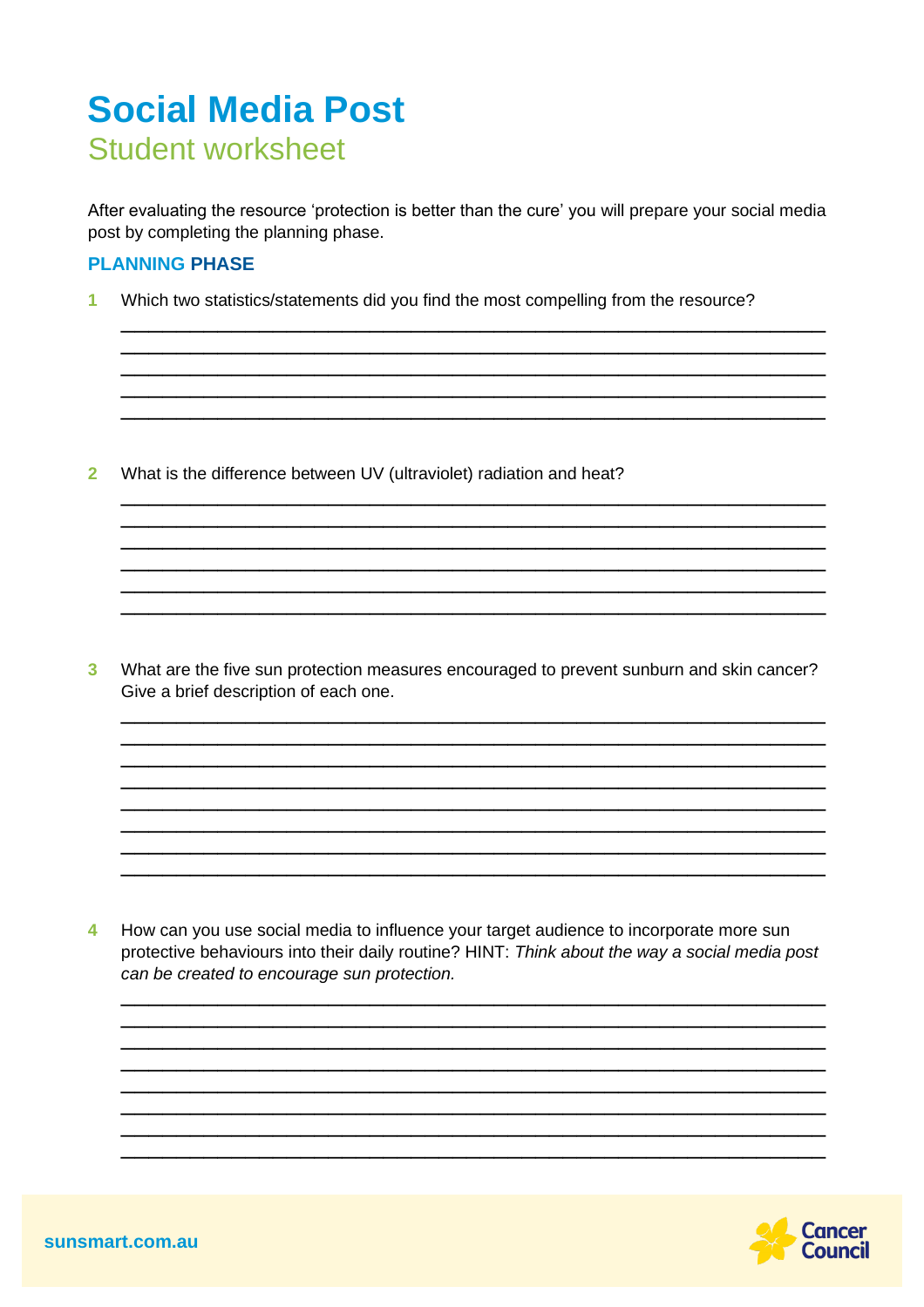# Social Media Post

## Student worksheet

After evaluating the resource 'protection is better than the cure' you will prepare your social media post by completing the planning phase.

### PLANNING PHASE

1. Which two statistics/statements did you find the most compelling from the resource?

______________________________________________________________________
______________________________________________________________________
______________________________________________________________________
______________________________________________________________________
______________________________________________________________________

2. What is the difference between UV (ultraviolet) radiation and heat?

______________________________________________________________________
______________________________________________________________________
______________________________________________________________________
______________________________________________________________________
______________________________________________________________________
______________________________________________________________________

3. What are the five sun protection measures encouraged to prevent sunburn and skin cancer? Give a brief description of each one.

______________________________________________________________________
______________________________________________________________________
______________________________________________________________________
______________________________________________________________________
______________________________________________________________________
______________________________________________________________________
______________________________________________________________________
______________________________________________________________________

4. How can you use social media to influence your target audience to incorporate more sun protective behaviours into their daily routine? HINT: *Think about the way a social media post can be created to encourage sun protection.*

______________________________________________________________________
______________________________________________________________________
______________________________________________________________________
______________________________________________________________________
______________________________________________________________________
______________________________________________________________________
______________________________________________________________________
______________________________________________________________________

sunsmart.com.au

Cancer Council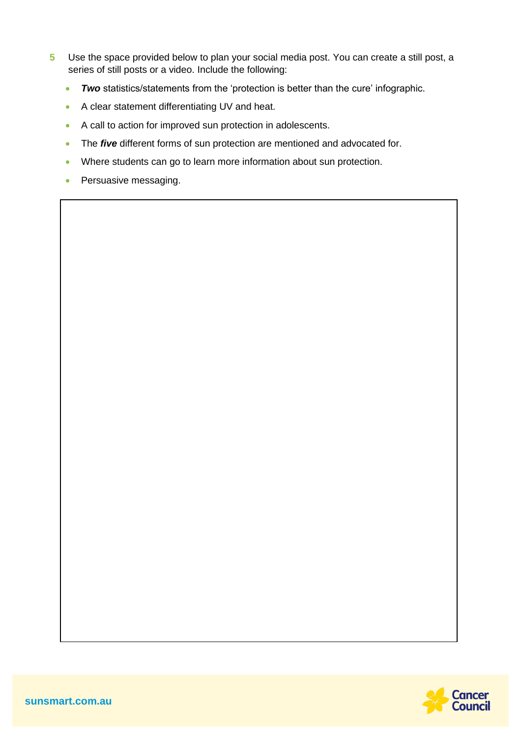5. Use the space provided below to plan your social media post. You can create a still post, a series of still posts or a video. Include the following:

- ***Two*** statistics/statements from the 'protection is better than the cure' infographic.
- A clear statement differentiating UV and heat.
- A call to action for improved sun protection in adolescents.
- The ***five*** different forms of sun protection are mentioned and advocated for.
- Where students can go to learn more information about sun protection.
- Persuasive messaging.